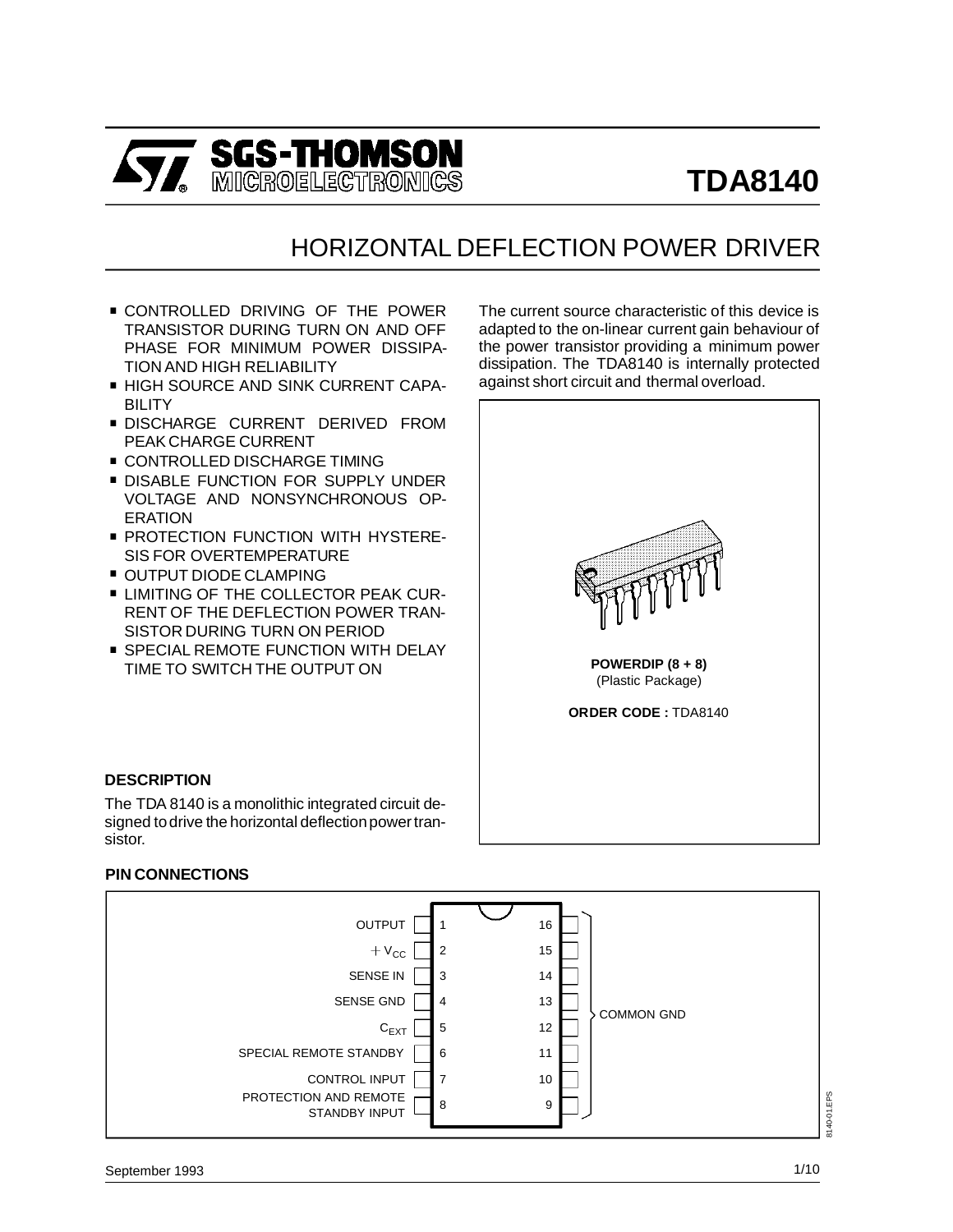# TDA8140

## HORIZONTAL DEFLECTION POWER DRIVER

- CONTROLLED DRIVING OF THE POWER TRANSISTOR DURING TURN ON AND OFF PHASE FOR MINIMUM POWER DISSIPATION AND HIGH RELIABILITY
- HIGH SOURCE AND SINK CURRENT CAPABILITY
- DISCHARGE CURRENT DERIVED FROM PEAK CHARGE CURRENT
- CONTROLLED DISCHARGE TIMING
- DISABLE FUNCTION FOR SUPPLY UNDER VOLTAGE AND NONSYNCHRONOUS OPERATION
- PROTECTION FUNCTION WITH HYSTERESIS FOR OVERTEMPERATURE
- OUTPUT DIODE CLAMPING
- LIMITING OF THE COLLECTOR PEAK CURRENT OF THE DEFLECTION POWER TRANSISTOR DURING TURN ON PERIOD
- SPECIAL REMOTE FUNCTION WITH DELAY TIME TO SWITCH THE OUTPUT ON

### DESCRIPTION

The TDA 8140 is a monolithic integrated circuit designed to drive the horizontal deflection power transistor.

The current source characteristic of this device is adapted to the on-linear current gain behaviour of the power transistor providing a minimum power dissipation. The TDA8140 is internally protected against short circuit and thermal overload.

**POWERDIP (8 + 8)**
(Plastic Package)

**ORDER CODE :** TDA8140

### PIN CONNECTIONS

| Pin | Function |
|---|---|
| 1 | OUTPUT |
| 2 | $+V_{CC}$ |
| 3 | SENSE IN |
| 4 | SENSE GND |
| 5 | $C_{EXT}$ |
| 6 | SPECIAL REMOTE STANDBY |
| 7 | CONTROL INPUT |
| 8 | PROTECTION AND REMOTE STANDBY INPUT |
| 9 – 16 | COMMON GND |

September 1993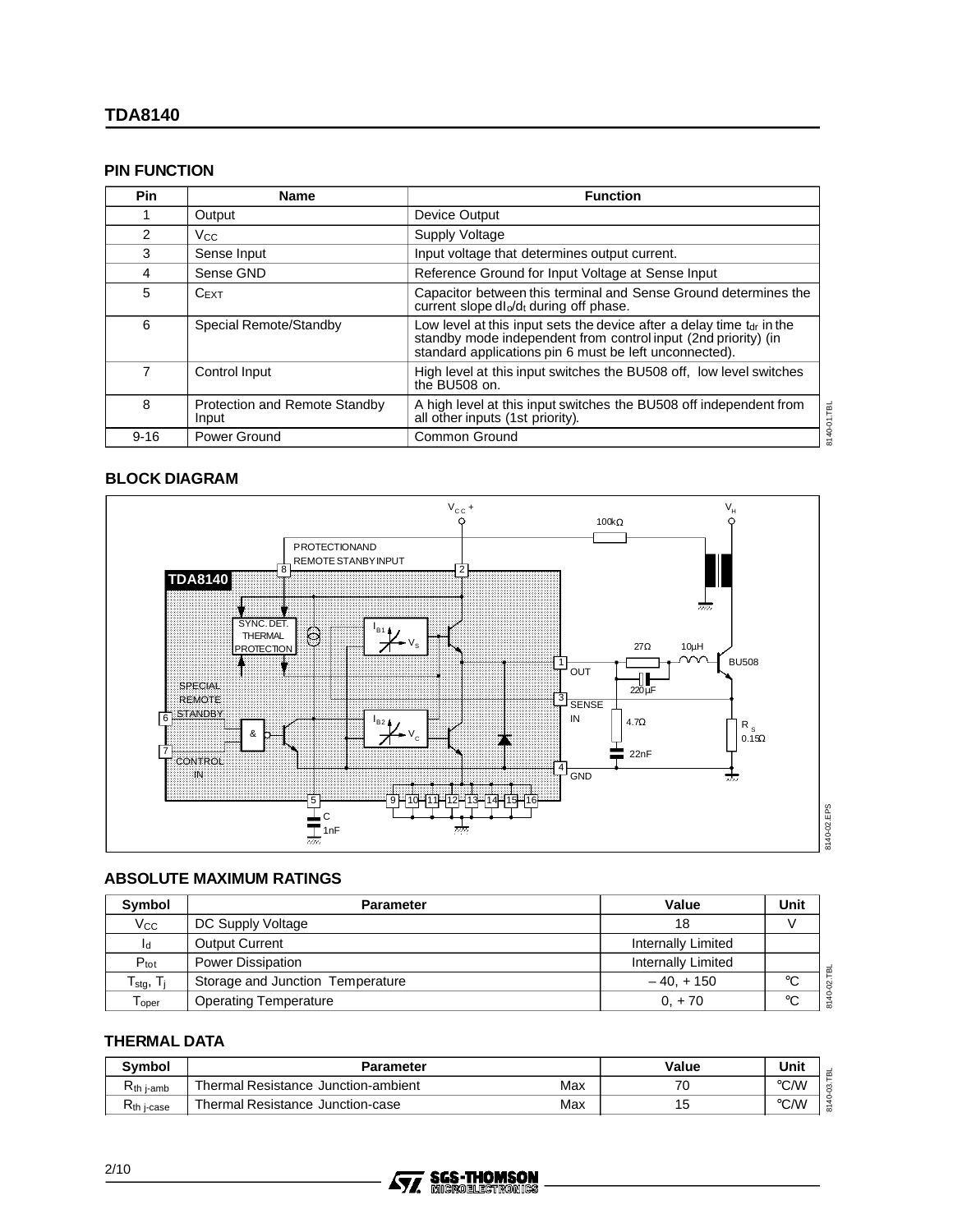## PIN FUNCTION

| Pin | Name | Function |
|---|---|---|
| 1 | Output | Device Output |
| 2 | $V_{CC}$ | Supply Voltage |
| 3 | Sense Input | Input voltage that determines output current. |
| 4 | Sense GND | Reference Ground for Input Voltage at Sense Input |
| 5 | $C_{EXT}$ | Capacitor between this terminal and Sense Ground determines the current slope $dI_o/d_t$ during off phase. |
| 6 | Special Remote/Standby | Low level at this input sets the device after a delay time $t_{dr}$ in the standby mode independent from control input (2nd priority) (in standard applications pin 6 must be left unconnected). |
| 7 | Control Input | High level at this input switches the BU508 off, low level switches the BU508 on. |
| 8 | Protection and Remote Standby Input | A high level at this input switches the BU508 off independent from all other inputs (1st priority). |
| 9-16 | Power Ground | Common Ground |

## BLOCK DIAGRAM

## ABSOLUTE MAXIMUM RATINGS

| Symbol | Parameter | Value | Unit |
|---|---|---|---|
| $V_{CC}$ | DC Supply Voltage | 18 | V |
| $I_d$ | Output Current | Internally Limited | |
| $P_{tot}$ | Power Dissipation | Internally Limited | |
| $T_{stg}$, $T_j$ | Storage and Junction Temperature | – 40, + 150 | °C |
| $T_{oper}$ | Operating Temperature | 0, + 70 | °C |

## THERMAL DATA

| Symbol | Parameter | | Value | Unit |
|---|---|---|---|---|
| $R_{th\ j\text{-}amb}$ | Thermal Resistance Junction-ambient | Max | 70 | °C/W |
| $R_{th\ j\text{-}case}$ | Thermal Resistance Junction-case | Max | 15 | °C/W |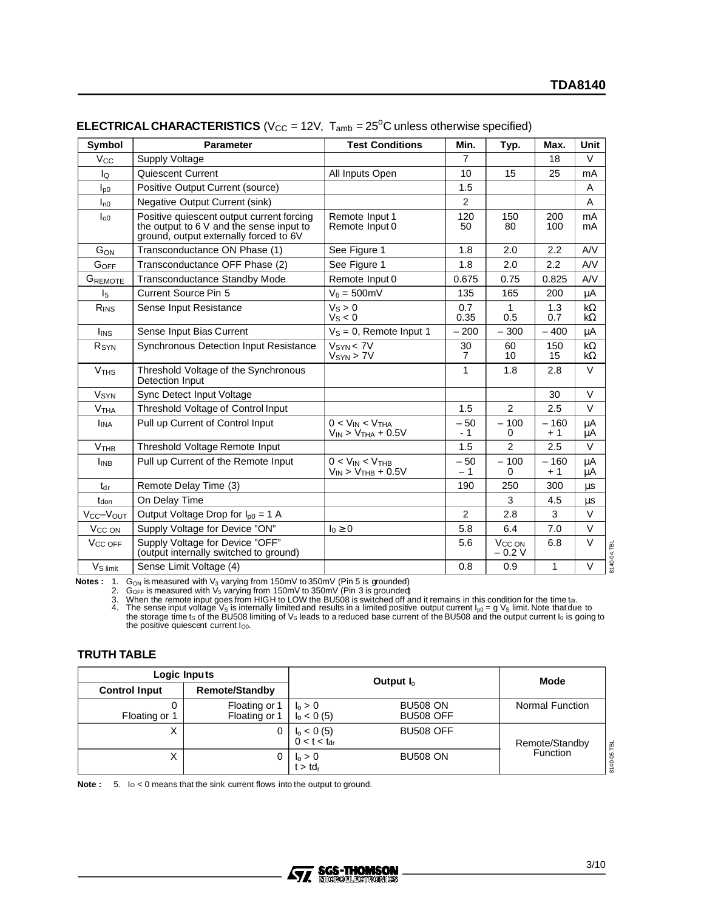## ELECTRICAL CHARACTERISTICS ($V_{CC}$ = 12V, $T_{amb}$ = 25°C unless otherwise specified)

| Symbol | Parameter | Test Conditions | Min. | Typ. | Max. | Unit |
|---|---|---|---|---|---|---|
| $V_{CC}$ | Supply Voltage | | 7 | | 18 | V |
| $I_Q$ | Quiescent Current | All Inputs Open | 10 | 15 | 25 | mA |
| $I_{p0}$ | Positive Output Current (source) | | 1.5 | | | A |
| $I_{n0}$ | Negative Output Current (sink) | | 2 | | | A |
| $I_{o0}$ | Positive quiescent output current forcing the output to 6 V and the sense input to ground, output externally forced to 6V | Remote Input 1<br>Remote Input 0 | 120<br>50 | 150<br>80 | 200<br>100 | mA<br>mA |
| $G_{ON}$ | Transconductance ON Phase (1) | See Figure 1 | 1.8 | 2.0 | 2.2 | A/V |
| $G_{OFF}$ | Transconductance OFF Phase (2) | See Figure 1 | 1.8 | 2.0 | 2.2 | A/V |
| $G_{REMOTE}$ | Transconductance Standby Mode | Remote Input 0 | 0.675 | 0.75 | 0.825 | A/V |
| $I_5$ | Current Source Pin 5 | $V_6$ = 500mV | 135 | 165 | 200 | µA |
| $R_{INS}$ | Sense Input Resistance | $V_S > 0$<br>$V_S < 0$ | 0.7<br>0.35 | 1<br>0.5 | 1.3<br>0.7 | kΩ<br>kΩ |
| $I_{INS}$ | Sense Input Bias Current | $V_S$ = 0, Remote Input 1 | – 200 | – 300 | – 400 | µA |
| $R_{SYN}$ | Synchronous Detection Input Resistance | $V_{SYN}$ < 7V<br>$V_{SYN}$ > 7V | 30<br>7 | 60<br>10 | 150<br>15 | kΩ<br>kΩ |
| $V_{THS}$ | Threshold Voltage of the Synchronous Detection Input | | 1 | 1.8 | 2.8 | V |
| $V_{SYN}$ | Sync Detect Input Voltage | | | | 30 | V |
| $V_{THA}$ | Threshold Voltage of Control Input | | 1.5 | 2 | 2.5 | V |
| $I_{INA}$ | Pull up Current of Control Input | $0 < V_{IN} < V_{THA}$<br>$V_{IN} > V_{THA} + 0.5V$ | – 50<br>- 1 | – 100<br>0 | – 160<br>+ 1 | µA<br>µA |
| $V_{THB}$ | Threshold Voltage Remote Input | | 1.5 | 2 | 2.5 | V |
| $I_{INB}$ | Pull up Current of the Remote Input | $0 < V_{IN} < V_{THB}$<br>$V_{IN} > V_{THB} + 0.5V$ | – 50<br>– 1 | – 100<br>0 | – 160<br>+ 1 | µA<br>µA |
| $t_{dr}$ | Remote Delay Time (3) | | 190 | 250 | 300 | µs |
| $t_{don}$ | On Delay Time | | | 3 | 4.5 | µs |
| $V_{CC}$–$V_{OUT}$ | Output Voltage Drop for $I_{p0}$ = 1 A | | 2 | 2.8 | 3 | V |
| $V_{CC\ ON}$ | Supply Voltage for Device "ON" | $I_0 \geq 0$ | 5.8 | 6.4 | 7.0 | V |
| $V_{CC\ OFF}$ | Supply Voltage for Device "OFF" (output internally switched to ground) | | 5.6 | $V_{CC\ ON}$ – 0.2 V | 6.8 | V |
| $V_{S\ limit}$ | Sense Limit Voltage (4) | | 0.8 | 0.9 | 1 | V |

**Notes :**
1. $G_{ON}$ is measured with $V_3$ varying from 150mV to 350mV (Pin 5 is grounded)
2. $G_{OFF}$ is measured with $V_5$ varying from 150mV to 350mV (Pin 3 is grounded)
3. When the remote input goes from HIGH to LOW the BU508 is switched off and it remains in this condition for the time $t_{dr}$.
4. The sense input voltage $V_S$ is internally limited and results in a limited positive output current $I_{p0} = g\ V_S$ limit. Note that due to the storage time $t_S$ of the BU508 limiting of $V_S$ leads to a reduced base current of the BU508 and the output current $I_0$ is going to the positive quiescent current $I_{O0}$.

## TRUTH TABLE

| Logic Inputs | | Output $I_o$ | | Mode |
|---|---|---|---|---|
| **Control Input** | **Remote/Standby** | | | |
| 0<br>Floating or 1 | Floating or 1<br>Floating or 1 | $I_o > 0$<br>$I_o < 0$ (5) | BU508 ON<br>BU508 OFF | Normal Function |
| X | 0 | $I_o < 0$ (5)<br>$0 < t < t_{dr}$ | BU508 OFF | Remote/Standby Function |
| X | 0 | $I_o > 0$<br>$t > td_r$ | BU508 ON | |

**Note :** 5. $I_O < 0$ means that the sink current flows into the output to ground.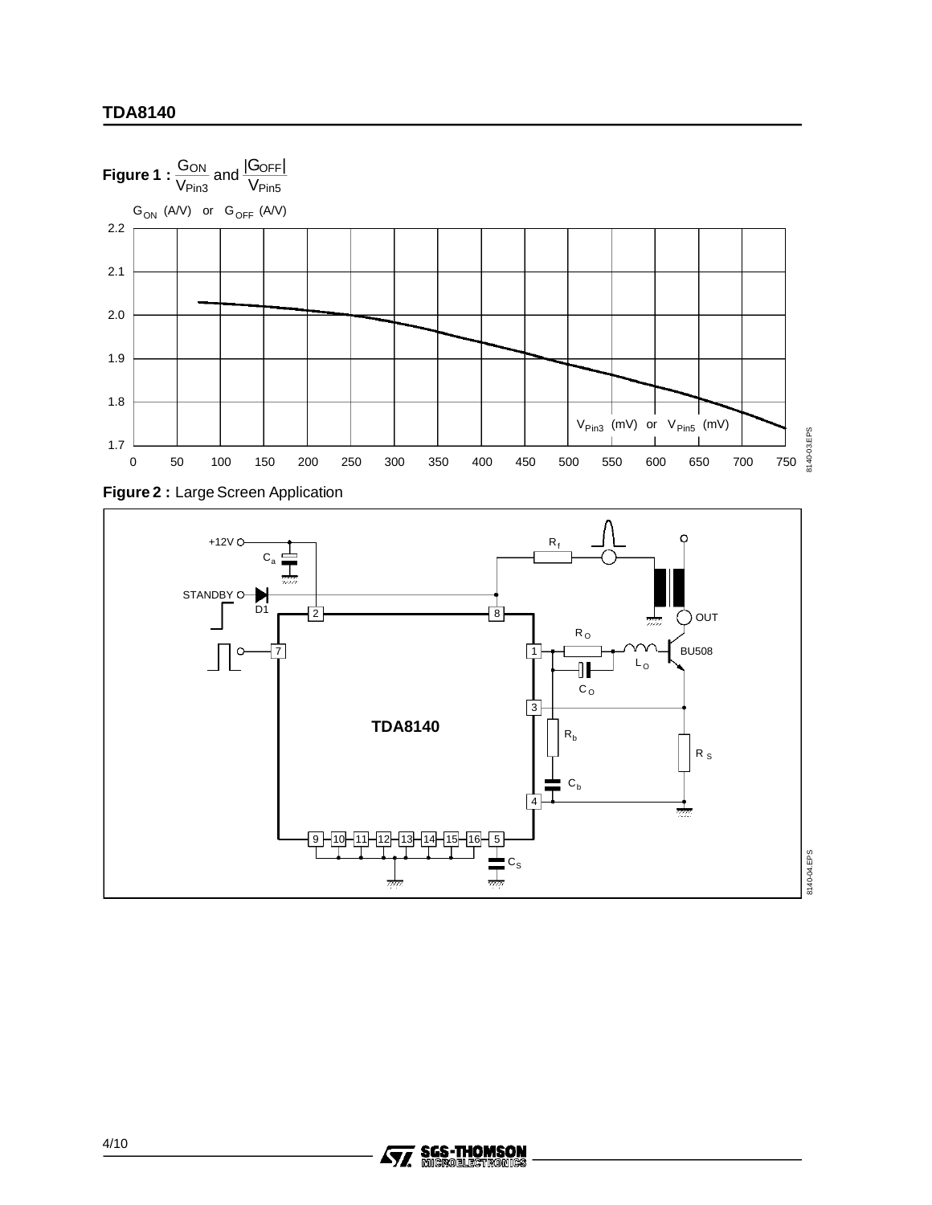**Figure 1 :** $\frac{G_{ON}}{V_{Pin3}}$ and $\frac{|G_{OFF}|}{V_{Pin5}}$

**Figure 2 :** Large Screen Application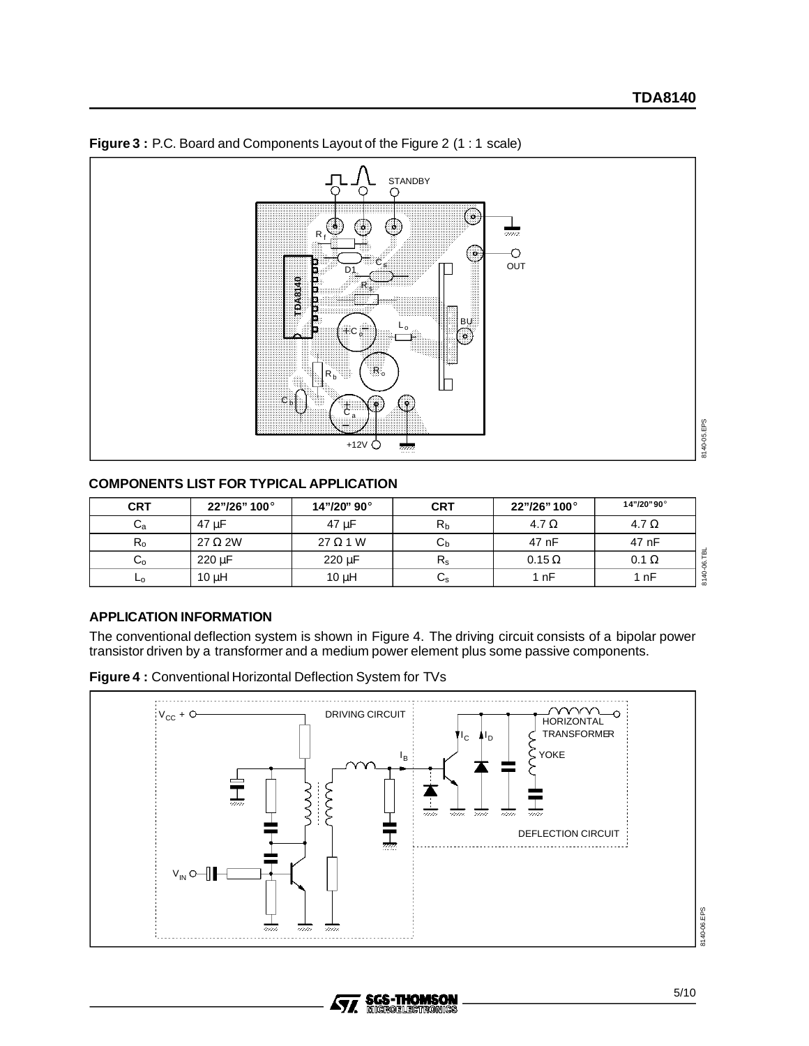**Figure 3 :** P.C. Board and Components Layout of the Figure 2 (1 : 1 scale)

### COMPONENTS LIST FOR TYPICAL APPLICATION

| CRT | 22"/26" 100° | 14"/20" 90° | CRT | 22"/26" 100° | 14"/20" 90° |
|---|---|---|---|---|---|
| $C_a$ | 47 µF | 47 µF | $R_b$ | 4.7 Ω | 4.7 Ω |
| $R_o$ | 27 Ω 2W | 27 Ω 1 W | $C_b$ | 47 nF | 47 nF |
| $C_o$ | 220 µF | 220 µF | $R_s$ | 0.15 Ω | 0.1 Ω |
| $L_o$ | 10 µH | 10 µH | $C_s$ | 1 nF | 1 nF |

### APPLICATION INFORMATION

The conventional deflection system is shown in Figure 4. The driving circuit consists of a bipolar power transistor driven by a transformer and a medium power element plus some passive components.

**Figure 4 :** Conventional Horizontal Deflection System for TVs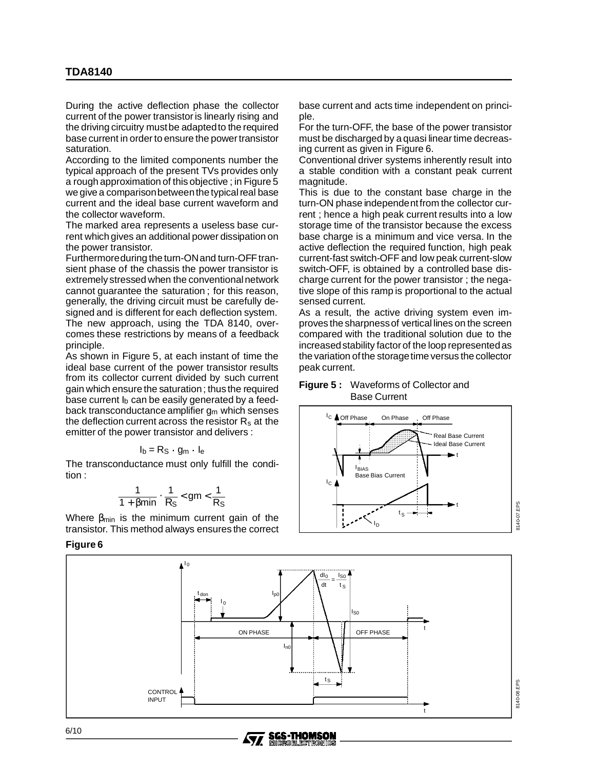During the active deflection phase the collector current of the power transistor is linearly rising and the driving circuitry must be adapted to the required base current in order to ensure the power transistor saturation.

According to the limited components number the typical approach of the present TVs provides only a rough approximation of this objective ; in Figure 5 we give a comparison between the typical real base current and the ideal base current waveform and the collector waveform.

The marked area represents a useless base current which gives an additional power dissipation on the power transistor.

Furthermore during the turn-ON and turn-OFF transient phase of the chassis the power transistor is extremely stressed when the conventional network cannot guarantee the saturation ; for this reason, generally, the driving circuit must be carefully designed and is different for each deflection system.

The new approach, using the TDA 8140, overcomes these restrictions by means of a feedback principle.

As shown in Figure 5, at each instant of time the ideal base current of the power transistor results from its collector current divided by such current gain which ensure the saturation ; thus the required base current $I_b$ can be easily generated by a feedback transconductance amplifier $g_m$ which senses the deflection current across the resistor $R_s$ at the emitter of the power transistor and delivers :

$$I_b = R_S \cdot g_m \cdot I_e$$

The transconductance must only fulfill the condition :

$$\frac{1}{1+\beta min} \cdot \frac{1}{R_S} < gm < \frac{1}{R_S}$$

Where $\beta_{min}$ is the minimum current gain of the transistor. This method always ensures the correct base current and acts time independent on principle.

For the turn-OFF, the base of the power transistor must be discharged by a quasi linear time decreasing current as given in Figure 6.

Conventional driver systems inherently result into a stable condition with a constant peak current magnitude.

This is due to the constant base charge in the turn-ON phase independent from the collector current ; hence a high peak current results into a low storage time of the transistor because the excess base charge is a minimum and vice versa. In the active deflection the required function, high peak current-fast switch-OFF and low peak current-slow switch-OFF, is obtained by a controlled base discharge current for the power transistor ; the negative slope of this ramp is proportional to the actual sensed current.

As a result, the active driving system even improves the sharpness of vertical lines on the screen compared with the traditional solution due to the increased stability factor of the loop represented as the variation of the storage time versus the collector peak current.

**Figure 5 :** Waveforms of Collector and Base Current

**Figure 6**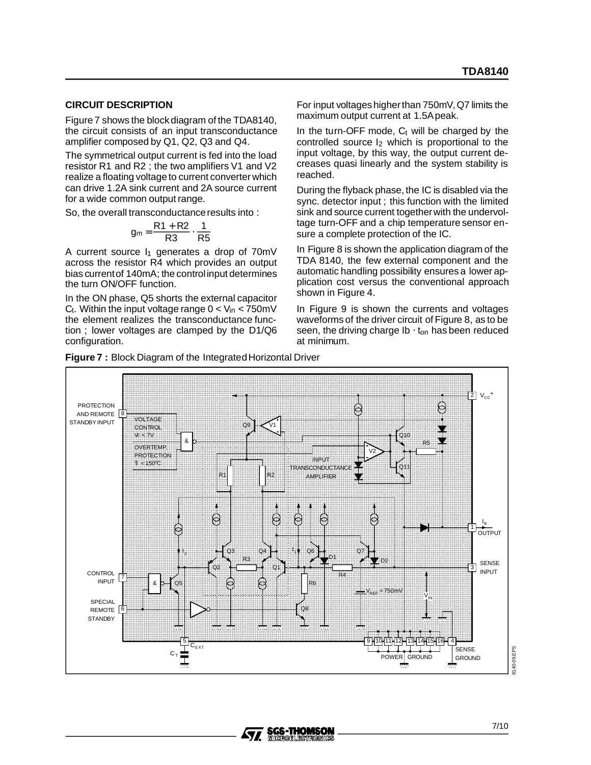## CIRCUIT DESCRIPTION

Figure 7 shows the block diagram of the TDA8140, the circuit consists of an input transconductance amplifier composed by Q1, Q2, Q3 and Q4.

The symmetrical output current is fed into the load resistor R1 and R2 ; the two amplifiers V1 and V2 realize a floating voltage to current converter which can drive 1.2A sink current and 2A source current for a wide common output range.

So, the overall transconductance results into :

$$g_m = \frac{R1 + R2}{R3} \cdot \frac{1}{R5}$$

A current source $I_1$ generates a drop of 70mV across the resistor R4 which provides an output bias current of 140mA; the control input determines the turn ON/OFF function.

In the ON phase, Q5 shorts the external capacitor $C_t$. Within the input voltage range $0 < V_{in} < 750mV$ the element realizes the transconductance function ; lower voltages are clamped by the D1/Q6 configuration.

For input voltages higher than 750mV, Q7 limits the maximum output current at 1.5A peak.

In the turn-OFF mode, $C_t$ will be charged by the controlled source $I_2$ which is proportional to the input voltage, by this way, the output current decreases quasi linearly and the system stability is reached.

During the flyback phase, the IC is disabled via the sync. detector input ; this function with the limited sink and source current together with the undervoltage turn-OFF and a chip temperature sensor ensure a complete protection of the IC.

In Figure 8 is shown the application diagram of the TDA 8140, the few external component and the automatic handling possibility ensures a lower application cost versus the conventional approach shown in Figure 4.

In Figure 9 is shown the currents and voltages waveforms of the driver circuit of Figure 8, as to be seen, the driving charge $Ib \cdot t_{on}$ has been reduced at minimum.

**Figure 7 :** Block Diagram of the Integrated Horizontal Driver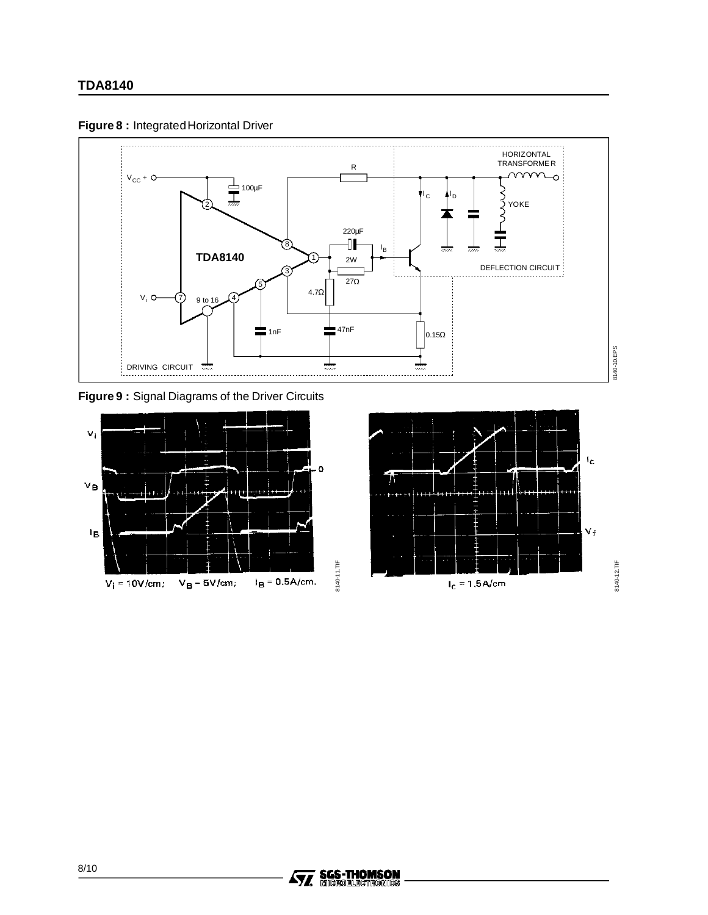**Figure 8 :** Integrated Horizontal Driver

**Figure 9 :** Signal Diagrams of the Driver Circuits

$V_i$ = 10V/cm; $V_B$ = 5V/cm; $I_B$ = 0.5A/cm.

$I_c$ = 1.5A/cm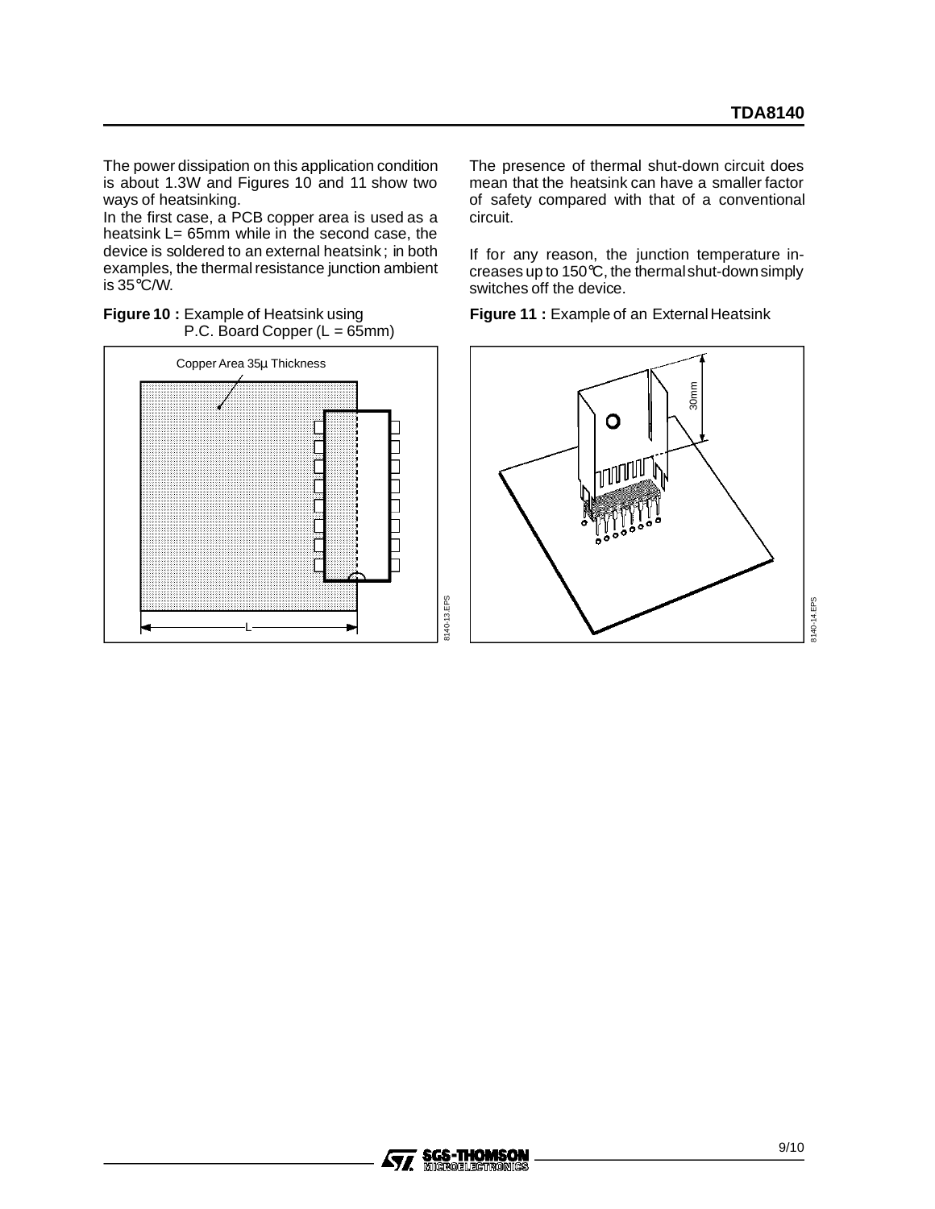The power dissipation on this application condition is about 1.3W and Figures 10 and 11 show two ways of heatsinking.

In the first case, a PCB copper area is used as a heatsink L= 65mm while in the second case, the device is soldered to an external heatsink ; in both examples, the thermal resistance junction ambient is 35°C/W.

**Figure 10 :** Example of Heatsink using P.C. Board Copper (L = 65mm)

The presence of thermal shut-down circuit does mean that the heatsink can have a smaller factor of safety compared with that of a conventional circuit.

If for any reason, the junction temperature increases up to 150°C, the thermal shut-down simply switches off the device.

**Figure 11 :** Example of an External Heatsink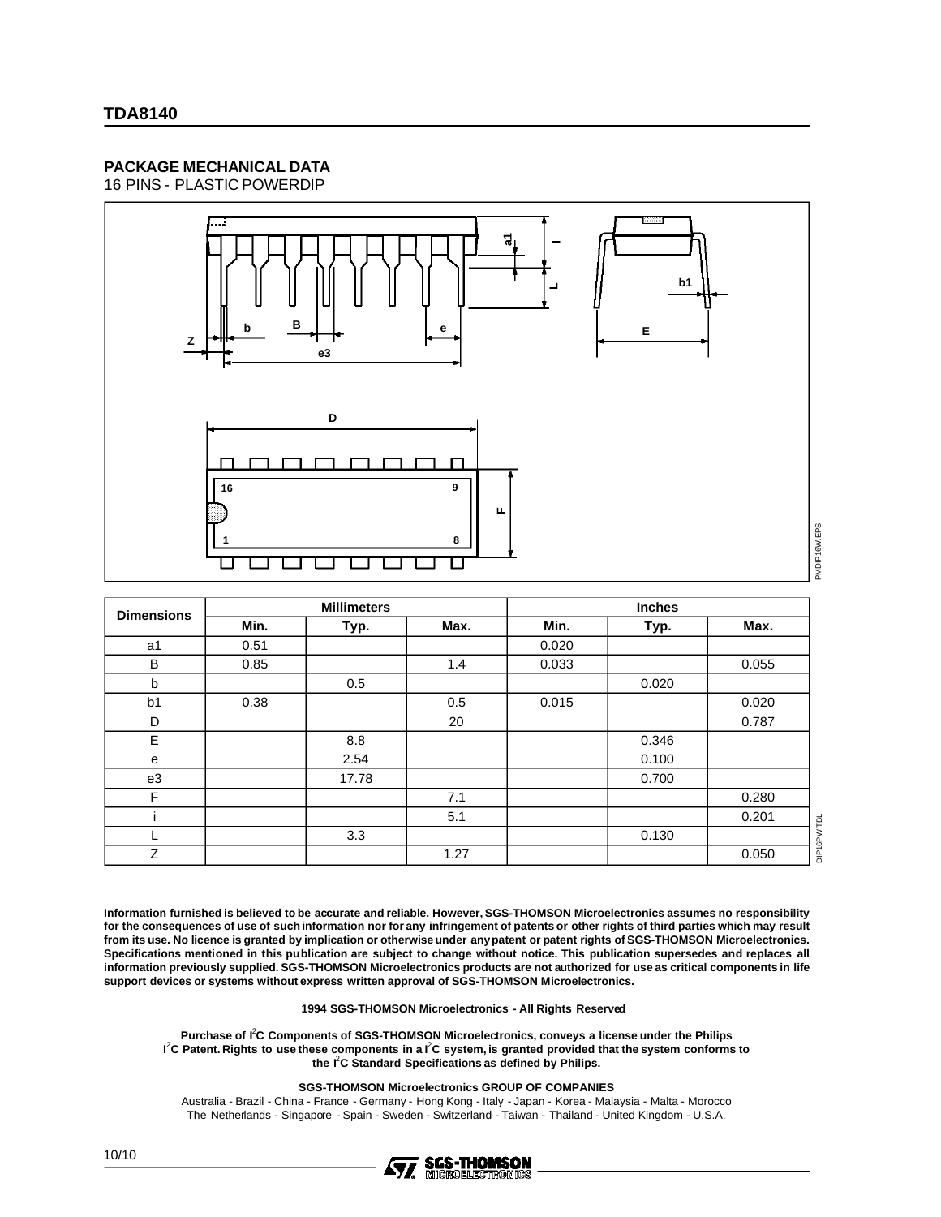## PACKAGE MECHANICAL DATA

16 PINS - PLASTIC POWERDIP

a1
I
L
b1
b
B
e
E
Z
e3
D
16
9
F
1
8

PMDIP16W.EPS

| Dimensions | Millimeters | | | Inches | | |
|---|---|---|---|---|---|---|
| | Min. | Typ. | Max. | Min. | Typ. | Max. |
| a1 | 0.51 | | | 0.020 | | |
| B | 0.85 | | 1.4 | 0.033 | | 0.055 |
| b | | 0.5 | | | 0.020 | |
| b1 | 0.38 | | 0.5 | 0.015 | | 0.020 |
| D | | | 20 | | | 0.787 |
| E | | 8.8 | | | 0.346 | |
| e | | 2.54 | | | 0.100 | |
| e3 | | 17.78 | | | 0.700 | |
| F | | | 7.1 | | | 0.280 |
| i | | | 5.1 | | | 0.201 |
| L | | 3.3 | | | 0.130 | |
| Z | | | 1.27 | | | 0.050 |

DIP16PW.TBL

**Information furnished is believed to be accurate and reliable. However, SGS-THOMSON Microelectronics assumes no responsibility for the consequences of use of such information nor for any infringement of patents or other rights of third parties which may result from its use. No licence is granted by implication or otherwise under any patent or patent rights of SGS-THOMSON Microelectronics. Specifications mentioned in this publication are subject to change without notice. This publication supersedes and replaces all information previously supplied. SGS-THOMSON Microelectronics products are not authorized for use as critical components in life support devices or systems without express written approval of SGS-THOMSON Microelectronics.**

**1994 SGS-THOMSON Microelectronics - All Rights Reserved**

**Purchase of $I^2C$ Components of SGS-THOMSON Microelectronics, conveys a license under the Philips $I^2C$ Patent. Rights to use these components in a $I^2C$ system, is granted provided that the system conforms to the $I^2C$ Standard Specifications as defined by Philips.**

**SGS-THOMSON Microelectronics GROUP OF COMPANIES**

Australia - Brazil - China - France - Germany - Hong Kong - Italy - Japan - Korea - Malaysia - Malta - Morocco
The Netherlands - Singapore - Spain - Sweden - Switzerland - Taiwan - Thailand - United Kingdom - U.S.A.